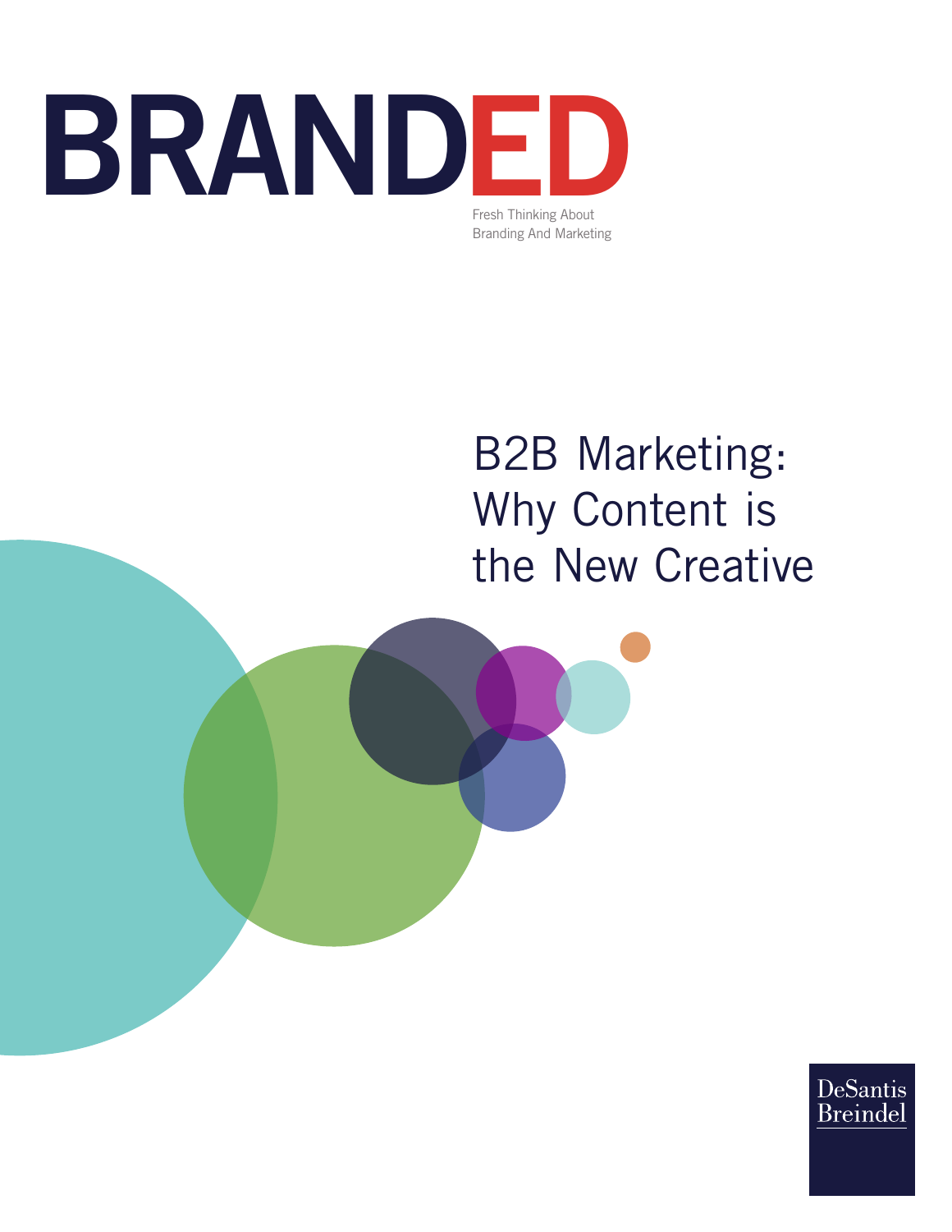# BRANDED

Fresh Thinking About
Branding And Marketing

## B2B Marketing: Why Content is the New Creative

DeSantis
Breindel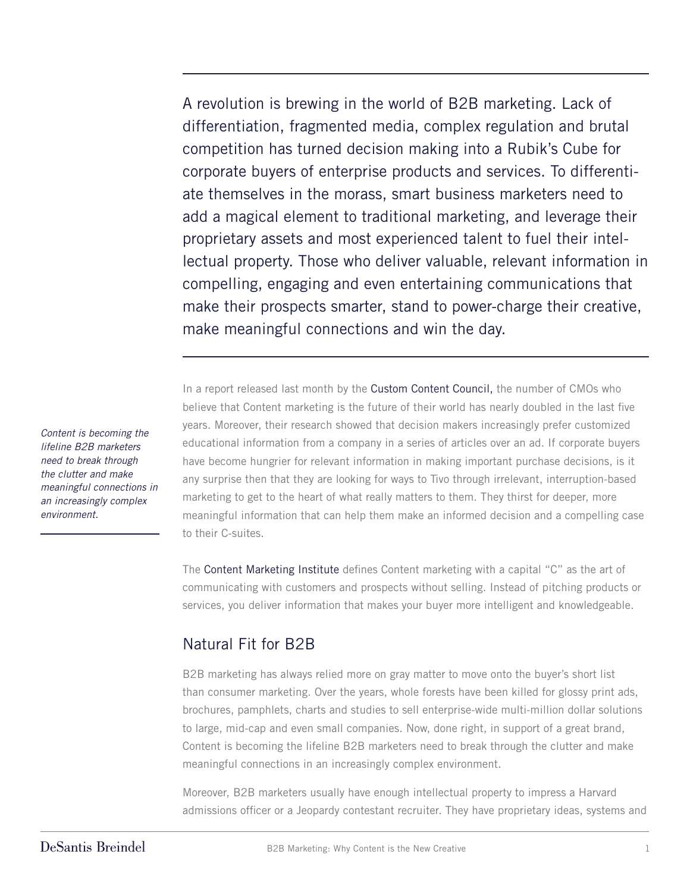A revolution is brewing in the world of B2B marketing. Lack of differentiation, fragmented media, complex regulation and brutal competition has turned decision making into a Rubik's Cube for corporate buyers of enterprise products and services. To differentiate themselves in the morass, smart business marketers need to add a magical element to traditional marketing, and leverage their proprietary assets and most experienced talent to fuel their intellectual property. Those who deliver valuable, relevant information in compelling, engaging and even entertaining communications that make their prospects smarter, stand to power-charge their creative, make meaningful connections and win the day.

*Content is becoming the lifeline B2B marketers need to break through the clutter and make meaningful connections in an increasingly complex environment.*

In a report released last month by the Custom Content Council, the number of CMOs who believe that Content marketing is the future of their world has nearly doubled in the last five years. Moreover, their research showed that decision makers increasingly prefer customized educational information from a company in a series of articles over an ad. If corporate buyers have become hungrier for relevant information in making important purchase decisions, is it any surprise then that they are looking for ways to Tivo through irrelevant, interruption-based marketing to get to the heart of what really matters to them. They thirst for deeper, more meaningful information that can help them make an informed decision and a compelling case to their C-suites.

The Content Marketing Institute defines Content marketing with a capital "C" as the art of communicating with customers and prospects without selling. Instead of pitching products or services, you deliver information that makes your buyer more intelligent and knowledgeable.

## Natural Fit for B2B

B2B marketing has always relied more on gray matter to move onto the buyer's short list than consumer marketing. Over the years, whole forests have been killed for glossy print ads, brochures, pamphlets, charts and studies to sell enterprise-wide multi-million dollar solutions to large, mid-cap and even small companies. Now, done right, in support of a great brand, Content is becoming the lifeline B2B marketers need to break through the clutter and make meaningful connections in an increasingly complex environment.

Moreover, B2B marketers usually have enough intellectual property to impress a Harvard admissions officer or a Jeopardy contestant recruiter. They have proprietary ideas, systems and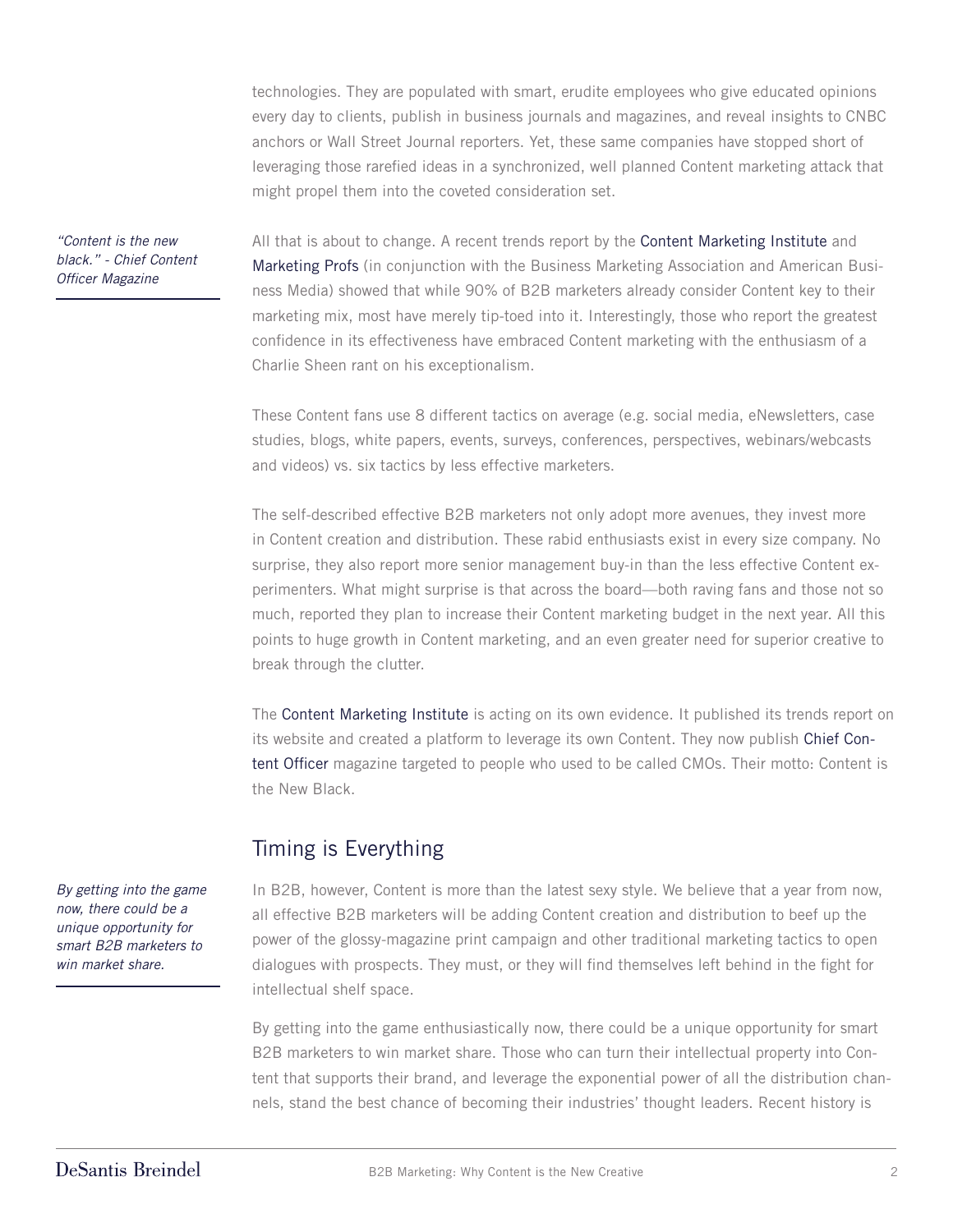technologies. They are populated with smart, erudite employees who give educated opinions every day to clients, publish in business journals and magazines, and reveal insights to CNBC anchors or Wall Street Journal reporters. Yet, these same companies have stopped short of leveraging those rarefied ideas in a synchronized, well planned Content marketing attack that might propel them into the coveted consideration set.

*"Content is the new black." - Chief Content Officer Magazine*

All that is about to change. A recent trends report by the Content Marketing Institute and Marketing Profs (in conjunction with the Business Marketing Association and American Business Media) showed that while 90% of B2B marketers already consider Content key to their marketing mix, most have merely tip-toed into it. Interestingly, those who report the greatest confidence in its effectiveness have embraced Content marketing with the enthusiasm of a Charlie Sheen rant on his exceptionalism.

These Content fans use 8 different tactics on average (e.g. social media, eNewsletters, case studies, blogs, white papers, events, surveys, conferences, perspectives, webinars/webcasts and videos) vs. six tactics by less effective marketers.

The self-described effective B2B marketers not only adopt more avenues, they invest more in Content creation and distribution. These rabid enthusiasts exist in every size company. No surprise, they also report more senior management buy-in than the less effective Content experimenters. What might surprise is that across the board—both raving fans and those not so much, reported they plan to increase their Content marketing budget in the next year. All this points to huge growth in Content marketing, and an even greater need for superior creative to break through the clutter.

The Content Marketing Institute is acting on its own evidence. It published its trends report on its website and created a platform to leverage its own Content. They now publish Chief Content Officer magazine targeted to people who used to be called CMOs. Their motto: Content is the New Black.

## Timing is Everything

*By getting into the game now, there could be a unique opportunity for smart B2B marketers to win market share.*

In B2B, however, Content is more than the latest sexy style. We believe that a year from now, all effective B2B marketers will be adding Content creation and distribution to beef up the power of the glossy-magazine print campaign and other traditional marketing tactics to open dialogues with prospects. They must, or they will find themselves left behind in the fight for intellectual shelf space.

By getting into the game enthusiastically now, there could be a unique opportunity for smart B2B marketers to win market share. Those who can turn their intellectual property into Content that supports their brand, and leverage the exponential power of all the distribution channels, stand the best chance of becoming their industries' thought leaders. Recent history is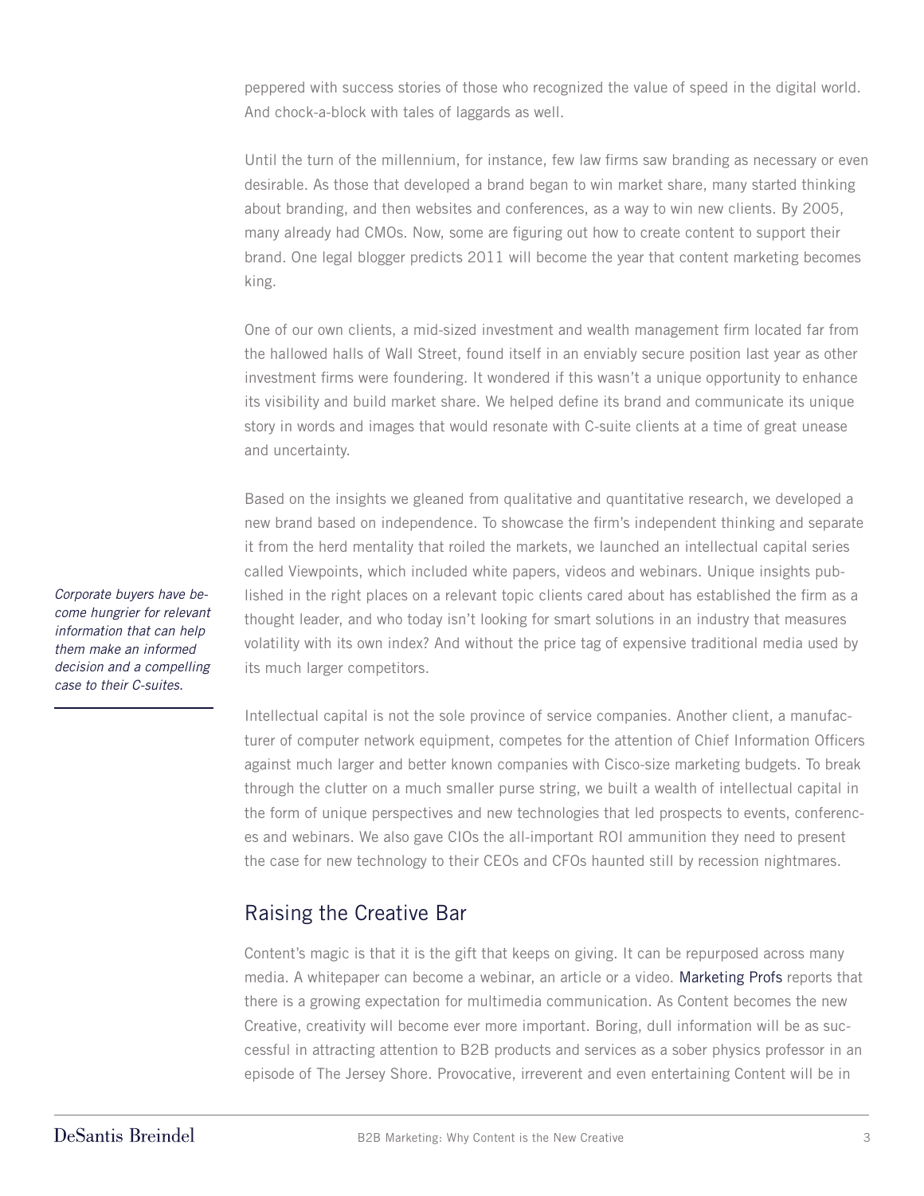peppered with success stories of those who recognized the value of speed in the digital world. And chock-a-block with tales of laggards as well.

Until the turn of the millennium, for instance, few law firms saw branding as necessary or even desirable. As those that developed a brand began to win market share, many started thinking about branding, and then websites and conferences, as a way to win new clients. By 2005, many already had CMOs. Now, some are figuring out how to create content to support their brand. One legal blogger predicts 2011 will become the year that content marketing becomes king.

One of our own clients, a mid-sized investment and wealth management firm located far from the hallowed halls of Wall Street, found itself in an enviably secure position last year as other investment firms were foundering. It wondered if this wasn't a unique opportunity to enhance its visibility and build market share. We helped define its brand and communicate its unique story in words and images that would resonate with C-suite clients at a time of great unease and uncertainty.

Based on the insights we gleaned from qualitative and quantitative research, we developed a new brand based on independence. To showcase the firm's independent thinking and separate it from the herd mentality that roiled the markets, we launched an intellectual capital series called Viewpoints, which included white papers, videos and webinars. Unique insights published in the right places on a relevant topic clients cared about has established the firm as a thought leader, and who today isn't looking for smart solutions in an industry that measures volatility with its own index? And without the price tag of expensive traditional media used by its much larger competitors.

*Corporate buyers have become hungrier for relevant information that can help them make an informed decision and a compelling case to their C-suites.*

Intellectual capital is not the sole province of service companies. Another client, a manufacturer of computer network equipment, competes for the attention of Chief Information Officers against much larger and better known companies with Cisco-size marketing budgets. To break through the clutter on a much smaller purse string, we built a wealth of intellectual capital in the form of unique perspectives and new technologies that led prospects to events, conferences and webinars. We also gave CIOs the all-important ROI ammunition they need to present the case for new technology to their CEOs and CFOs haunted still by recession nightmares.

## Raising the Creative Bar

Content's magic is that it is the gift that keeps on giving. It can be repurposed across many media. A whitepaper can become a webinar, an article or a video. Marketing Profs reports that there is a growing expectation for multimedia communication. As Content becomes the new Creative, creativity will become ever more important. Boring, dull information will be as successful in attracting attention to B2B products and services as a sober physics professor in an episode of The Jersey Shore. Provocative, irreverent and even entertaining Content will be in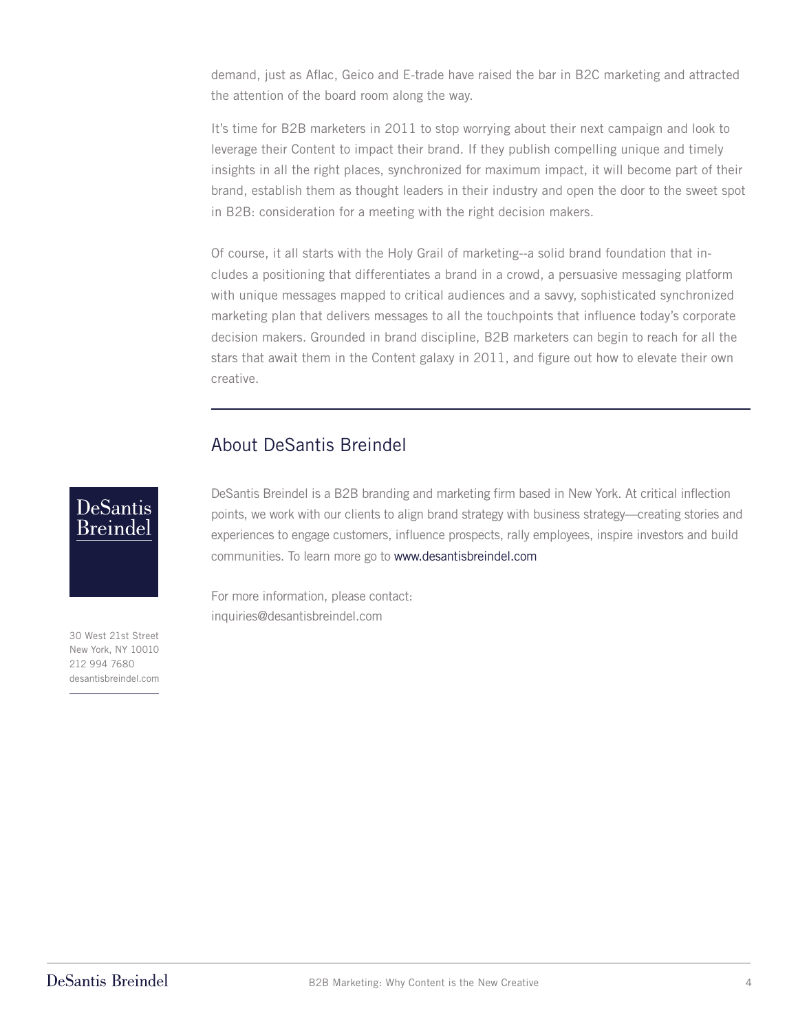demand, just as Aflac, Geico and E-trade have raised the bar in B2C marketing and attracted the attention of the board room along the way.

It's time for B2B marketers in 2011 to stop worrying about their next campaign and look to leverage their Content to impact their brand. If they publish compelling unique and timely insights in all the right places, synchronized for maximum impact, it will become part of their brand, establish them as thought leaders in their industry and open the door to the sweet spot in B2B: consideration for a meeting with the right decision makers.

Of course, it all starts with the Holy Grail of marketing--a solid brand foundation that includes a positioning that differentiates a brand in a crowd, a persuasive messaging platform with unique messages mapped to critical audiences and a savvy, sophisticated synchronized marketing plan that delivers messages to all the touchpoints that influence today's corporate decision makers. Grounded in brand discipline, B2B marketers can begin to reach for all the stars that await them in the Content galaxy in 2011, and figure out how to elevate their own creative.

---

## About DeSantis Breindel

DeSantis Breindel

30 West 21st Street
New York, NY 10010
212 994 7680
desantisbreindel.com

DeSantis Breindel is a B2B branding and marketing firm based in New York. At critical inflection points, we work with our clients to align brand strategy with business strategy—creating stories and experiences to engage customers, influence prospects, rally employees, inspire investors and build communities. To learn more go to www.desantisbreindel.com

For more information, please contact:
inquiries@desantisbreindel.com